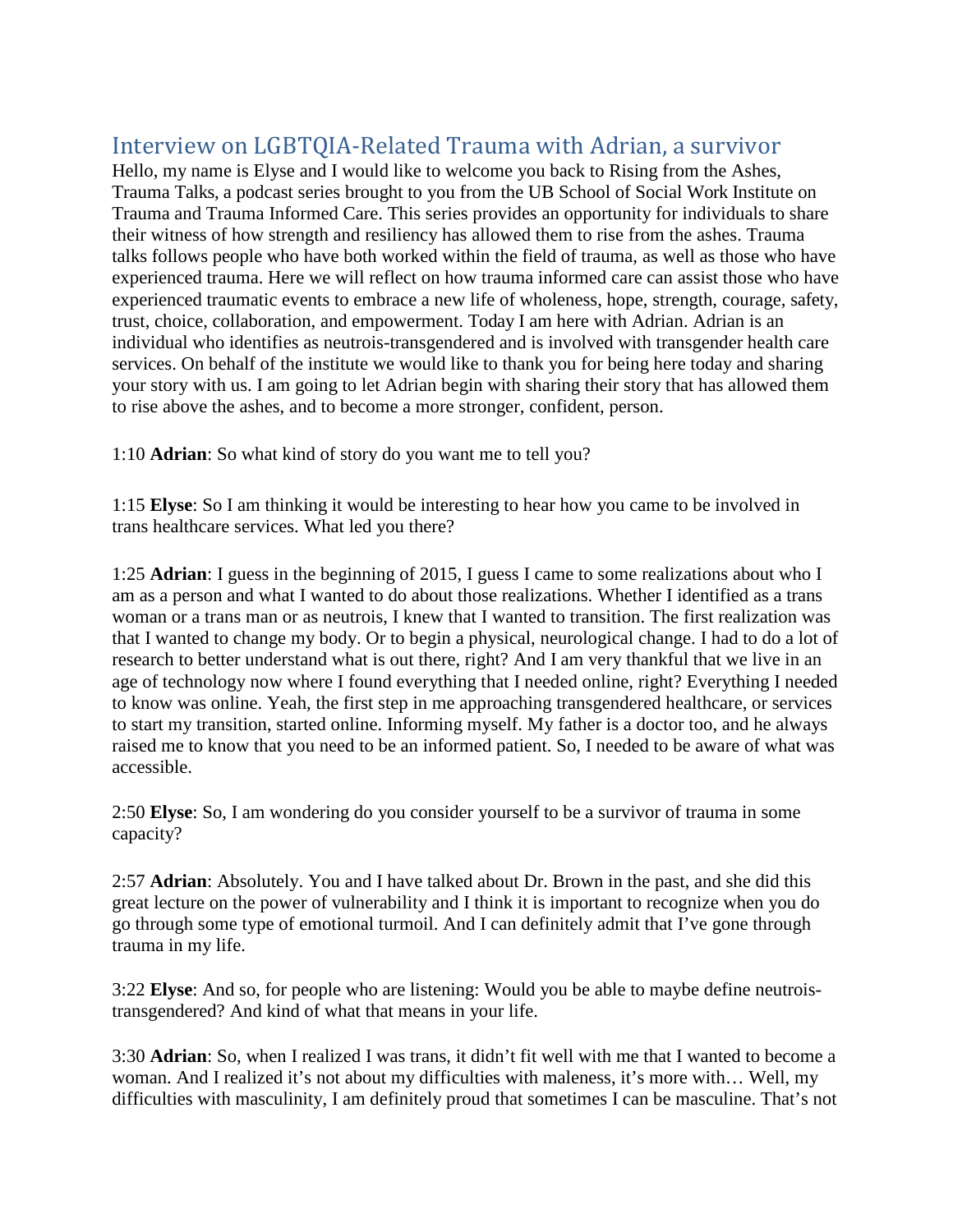# Interview on LGBTQIA-Related Trauma with Adrian, a survivor

Hello, my name is Elyse and I would like to welcome you back to Rising from the Ashes, Trauma Talks, a podcast series brought to you from the UB School of Social Work Institute on Trauma and Trauma Informed Care. This series provides an opportunity for individuals to share their witness of how strength and resiliency has allowed them to rise from the ashes. Trauma talks follows people who have both worked within the field of trauma, as well as those who have experienced trauma. Here we will reflect on how trauma informed care can assist those who have experienced traumatic events to embrace a new life of wholeness, hope, strength, courage, safety, trust, choice, collaboration, and empowerment. Today I am here with Adrian. Adrian is an individual who identifies as neutrois-transgendered and is involved with transgender health care services. On behalf of the institute we would like to thank you for being here today and sharing your story with us. I am going to let Adrian begin with sharing their story that has allowed them to rise above the ashes, and to become a more stronger, confident, person.

1:10 **Adrian**: So what kind of story do you want me to tell you?

1:15 **Elyse**: So I am thinking it would be interesting to hear how you came to be involved in trans healthcare services. What led you there?

1:25 **Adrian**: I guess in the beginning of 2015, I guess I came to some realizations about who I am as a person and what I wanted to do about those realizations. Whether I identified as a trans woman or a trans man or as neutrois, I knew that I wanted to transition. The first realization was that I wanted to change my body. Or to begin a physical, neurological change. I had to do a lot of research to better understand what is out there, right? And I am very thankful that we live in an age of technology now where I found everything that I needed online, right? Everything I needed to know was online. Yeah, the first step in me approaching transgendered healthcare, or services to start my transition, started online. Informing myself. My father is a doctor too, and he always raised me to know that you need to be an informed patient. So, I needed to be aware of what was accessible.

2:50 **Elyse**: So, I am wondering do you consider yourself to be a survivor of trauma in some capacity?

2:57 **Adrian**: Absolutely. You and I have talked about Dr. Brown in the past, and she did this great lecture on the power of vulnerability and I think it is important to recognize when you do go through some type of emotional turmoil. And I can definitely admit that I've gone through trauma in my life.

3:22 **Elyse**: And so, for people who are listening: Would you be able to maybe define neutrois-transgendered? And kind of what that means in your life.

3:30 **Adrian**: So, when I realized I was trans, it didn't fit well with me that I wanted to become a woman. And I realized it's not about my difficulties with maleness, it's more with… Well, my difficulties with masculinity, I am definitely proud that sometimes I can be masculine. That's not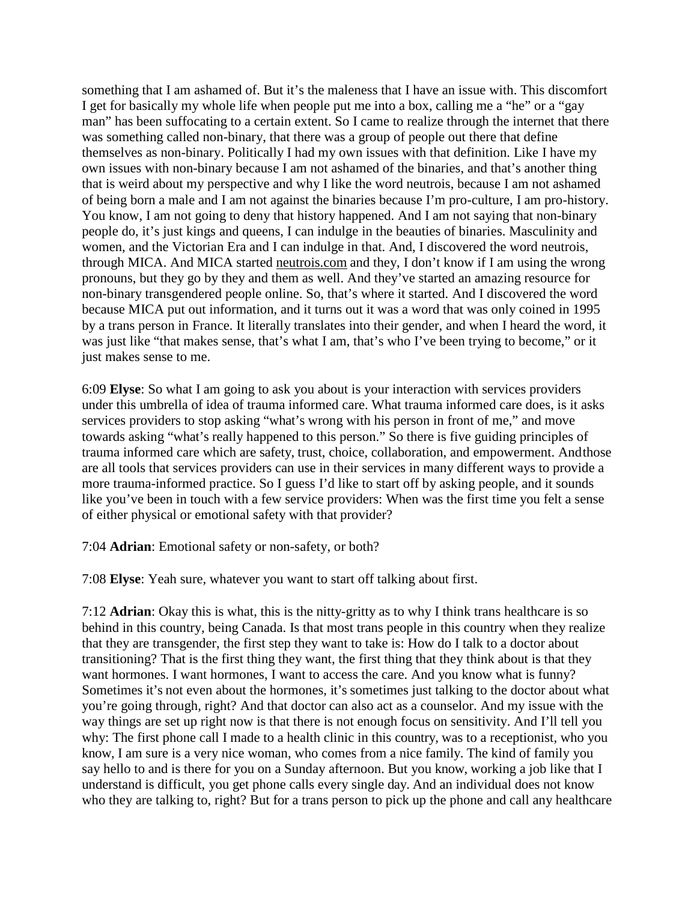something that I am ashamed of. But it's the maleness that I have an issue with. This discomfort I get for basically my whole life when people put me into a box, calling me a "he" or a "gay man" has been suffocating to a certain extent. So I came to realize through the internet that there was something called non-binary, that there was a group of people out there that define themselves as non-binary. Politically I had my own issues with that definition. Like I have my own issues with non-binary because I am not ashamed of the binaries, and that's another thing that is weird about my perspective and why I like the word neutrois, because I am not ashamed of being born a male and I am not against the binaries because I'm pro-culture, I am pro-history. You know, I am not going to deny that history happened. And I am not saying that non-binary people do, it's just kings and queens, I can indulge in the beauties of binaries. Masculinity and women, and the Victorian Era and I can indulge in that. And, I discovered the word neutrois, through MICA. And MICA started neutrois.com and they, I don't know if I am using the wrong pronouns, but they go by they and them as well. And they've started an amazing resource for non-binary transgendered people online. So, that's where it started. And I discovered the word because MICA put out information, and it turns out it was a word that was only coined in 1995 by a trans person in France. It literally translates into their gender, and when I heard the word, it was just like "that makes sense, that's what I am, that's who I've been trying to become," or it just makes sense to me.

6:09 **Elyse**: So what I am going to ask you about is your interaction with services providers under this umbrella of idea of trauma informed care. What trauma informed care does, is it asks services providers to stop asking "what's wrong with his person in front of me," and move towards asking "what's really happened to this person." So there is five guiding principles of trauma informed care which are safety, trust, choice, collaboration, and empowerment. And those are all tools that services providers can use in their services in many different ways to provide a more trauma-informed practice. So I guess I'd like to start off by asking people, and it sounds like you've been in touch with a few service providers: When was the first time you felt a sense of either physical or emotional safety with that provider?

7:04 **Adrian**: Emotional safety or non-safety, or both?

7:08 **Elyse**: Yeah sure, whatever you want to start off talking about first.

7:12 **Adrian**: Okay this is what, this is the nitty-gritty as to why I think trans healthcare is so behind in this country, being Canada. Is that most trans people in this country when they realize that they are transgender, the first step they want to take is: How do I talk to a doctor about transitioning? That is the first thing they want, the first thing that they think about is that they want hormones. I want hormones, I want to access the care. And you know what is funny? Sometimes it's not even about the hormones, it's sometimes just talking to the doctor about what you're going through, right? And that doctor can also act as a counselor. And my issue with the way things are set up right now is that there is not enough focus on sensitivity. And I'll tell you why: The first phone call I made to a health clinic in this country, was to a receptionist, who you know, I am sure is a very nice woman, who comes from a nice family. The kind of family you say hello to and is there for you on a Sunday afternoon. But you know, working a job like that I understand is difficult, you get phone calls every single day. And an individual does not know who they are talking to, right? But for a trans person to pick up the phone and call any healthcare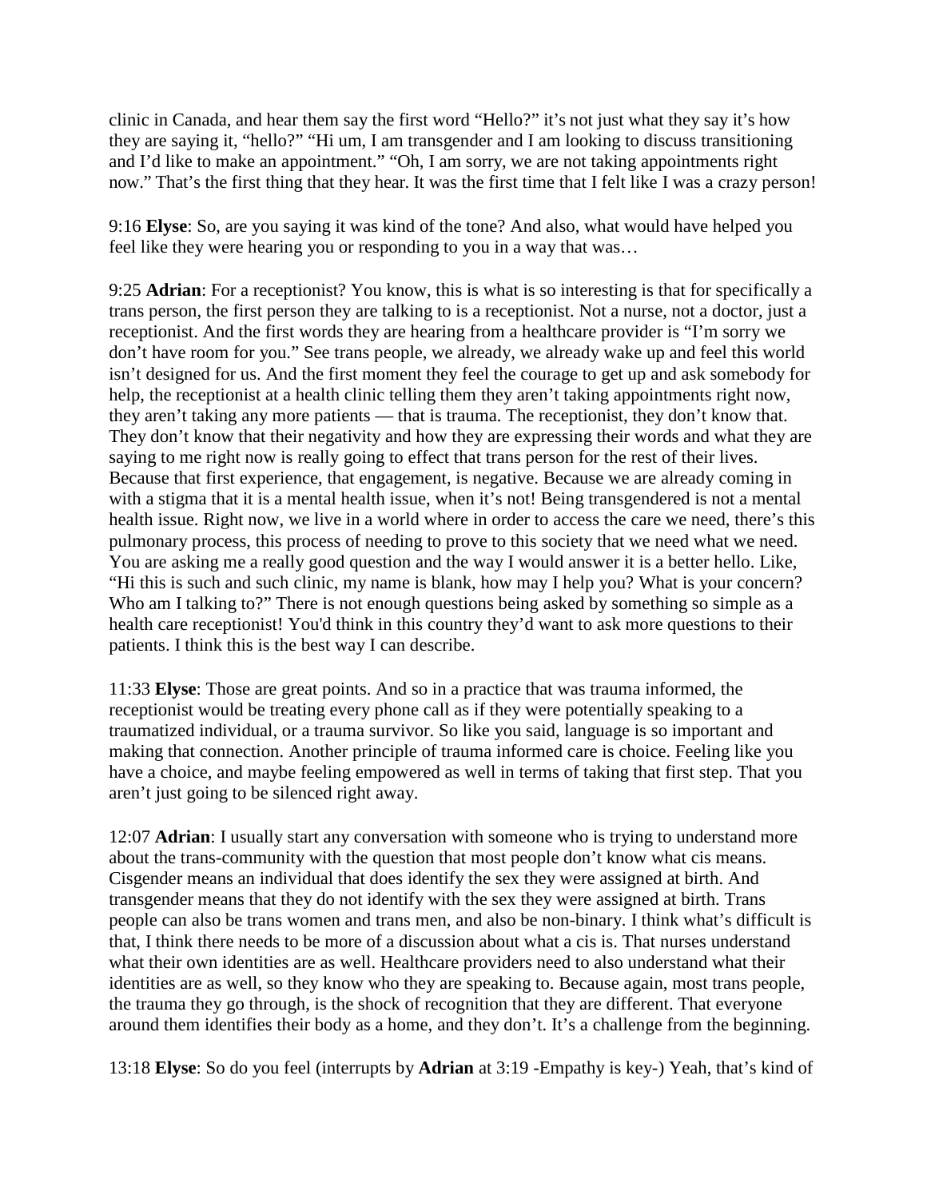clinic in Canada, and hear them say the first word "Hello?" it's not just what they say it's how they are saying it, "hello?" "Hi um, I am transgender and I am looking to discuss transitioning and I'd like to make an appointment." "Oh, I am sorry, we are not taking appointments right now." That's the first thing that they hear. It was the first time that I felt like I was a crazy person!

9:16 **Elyse**: So, are you saying it was kind of the tone? And also, what would have helped you feel like they were hearing you or responding to you in a way that was…

9:25 **Adrian**: For a receptionist? You know, this is what is so interesting is that for specifically a trans person, the first person they are talking to is a receptionist. Not a nurse, not a doctor, just a receptionist. And the first words they are hearing from a healthcare provider is "I'm sorry we don't have room for you." See trans people, we already, we already wake up and feel this world isn't designed for us. And the first moment they feel the courage to get up and ask somebody for help, the receptionist at a health clinic telling them they aren't taking appointments right now, they aren't taking any more patients — that is trauma. The receptionist, they don't know that. They don't know that their negativity and how they are expressing their words and what they are saying to me right now is really going to effect that trans person for the rest of their lives. Because that first experience, that engagement, is negative. Because we are already coming in with a stigma that it is a mental health issue, when it's not! Being transgendered is not a mental health issue. Right now, we live in a world where in order to access the care we need, there's this pulmonary process, this process of needing to prove to this society that we need what we need. You are asking me a really good question and the way I would answer it is a better hello. Like, "Hi this is such and such clinic, my name is blank, how may I help you? What is your concern? Who am I talking to?" There is not enough questions being asked by something so simple as a health care receptionist! You'd think in this country they'd want to ask more questions to their patients. I think this is the best way I can describe.

11:33 **Elyse**: Those are great points. And so in a practice that was trauma informed, the receptionist would be treating every phone call as if they were potentially speaking to a traumatized individual, or a trauma survivor. So like you said, language is so important and making that connection. Another principle of trauma informed care is choice. Feeling like you have a choice, and maybe feeling empowered as well in terms of taking that first step. That you aren't just going to be silenced right away.

12:07 **Adrian**: I usually start any conversation with someone who is trying to understand more about the trans-community with the question that most people don't know what cis means. Cisgender means an individual that does identify the sex they were assigned at birth. And transgender means that they do not identify with the sex they were assigned at birth. Trans people can also be trans women and trans men, and also be non-binary. I think what's difficult is that, I think there needs to be more of a discussion about what a cis is. That nurses understand what their own identities are as well. Healthcare providers need to also understand what their identities are as well, so they know who they are speaking to. Because again, most trans people, the trauma they go through, is the shock of recognition that they are different. That everyone around them identifies their body as a home, and they don't. It's a challenge from the beginning.

13:18 **Elyse**: So do you feel (interrupts by **Adrian** at 3:19 -Empathy is key-) Yeah, that's kind of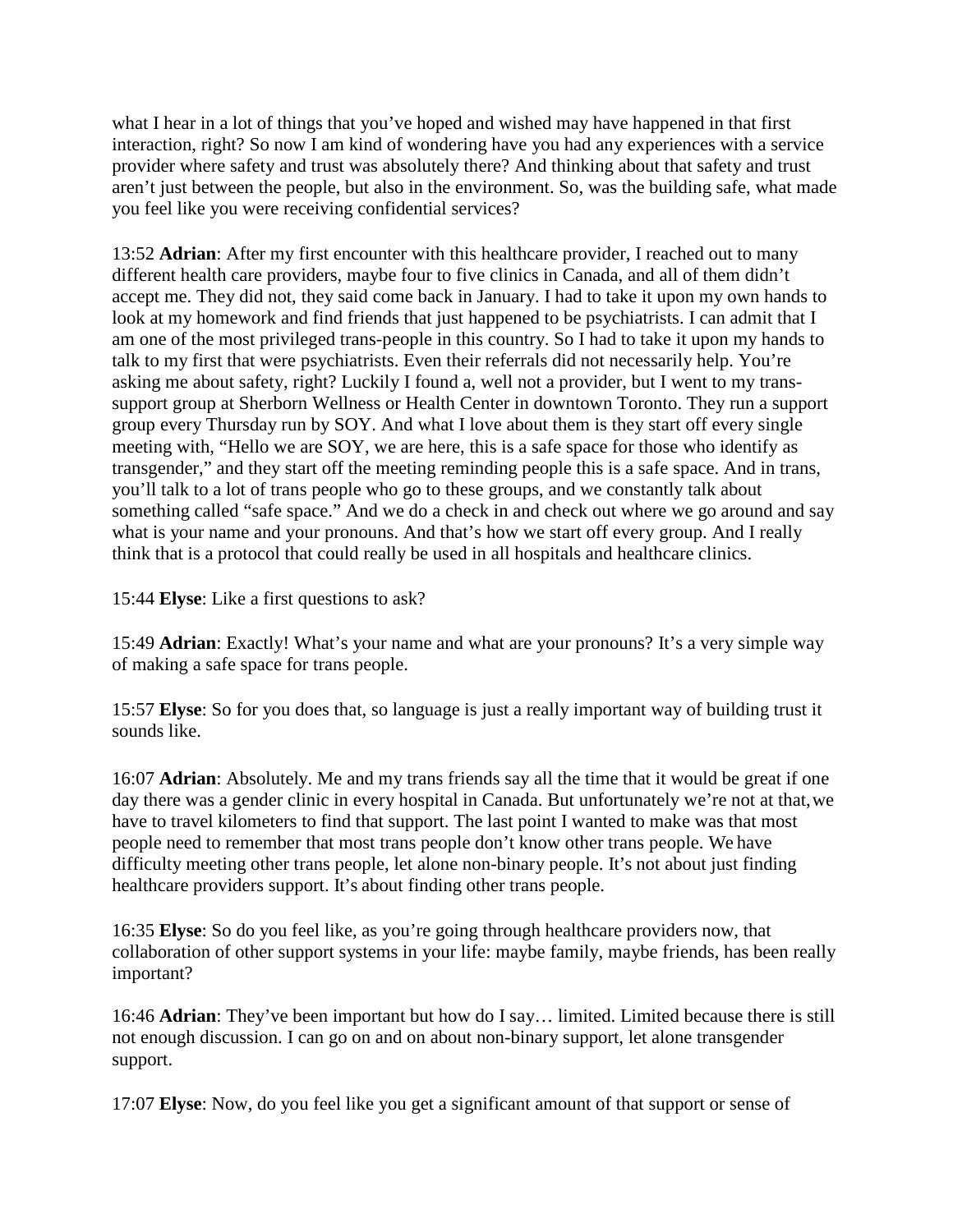what I hear in a lot of things that you've hoped and wished may have happened in that first interaction, right? So now I am kind of wondering have you had any experiences with a service provider where safety and trust was absolutely there? And thinking about that safety and trust aren't just between the people, but also in the environment. So, was the building safe, what made you feel like you were receiving confidential services?

13:52 **Adrian**: After my first encounter with this healthcare provider, I reached out to many different health care providers, maybe four to five clinics in Canada, and all of them didn't accept me. They did not, they said come back in January. I had to take it upon my own hands to look at my homework and find friends that just happened to be psychiatrists. I can admit that I am one of the most privileged trans-people in this country. So I had to take it upon my hands to talk to my first that were psychiatrists. Even their referrals did not necessarily help. You're asking me about safety, right? Luckily I found a, well not a provider, but I went to my trans-support group at Sherborn Wellness or Health Center in downtown Toronto. They run a support group every Thursday run by SOY. And what I love about them is they start off every single meeting with, "Hello we are SOY, we are here, this is a safe space for those who identify as transgender," and they start off the meeting reminding people this is a safe space. And in trans, you'll talk to a lot of trans people who go to these groups, and we constantly talk about something called "safe space." And we do a check in and check out where we go around and say what is your name and your pronouns. And that's how we start off every group. And I really think that is a protocol that could really be used in all hospitals and healthcare clinics.

15:44 **Elyse**: Like a first questions to ask?

15:49 **Adrian**: Exactly! What's your name and what are your pronouns? It's a very simple way of making a safe space for trans people.

15:57 **Elyse**: So for you does that, so language is just a really important way of building trust it sounds like.

16:07 **Adrian**: Absolutely. Me and my trans friends say all the time that it would be great if one day there was a gender clinic in every hospital in Canada. But unfortunately we're not at that, we have to travel kilometers to find that support. The last point I wanted to make was that most people need to remember that most trans people don't know other trans people. We have difficulty meeting other trans people, let alone non-binary people. It's not about just finding healthcare providers support. It's about finding other trans people.

16:35 **Elyse**: So do you feel like, as you're going through healthcare providers now, that collaboration of other support systems in your life: maybe family, maybe friends, has been really important?

16:46 **Adrian**: They've been important but how do I say… limited. Limited because there is still not enough discussion. I can go on and on about non-binary support, let alone transgender support.

17:07 **Elyse**: Now, do you feel like you get a significant amount of that support or sense of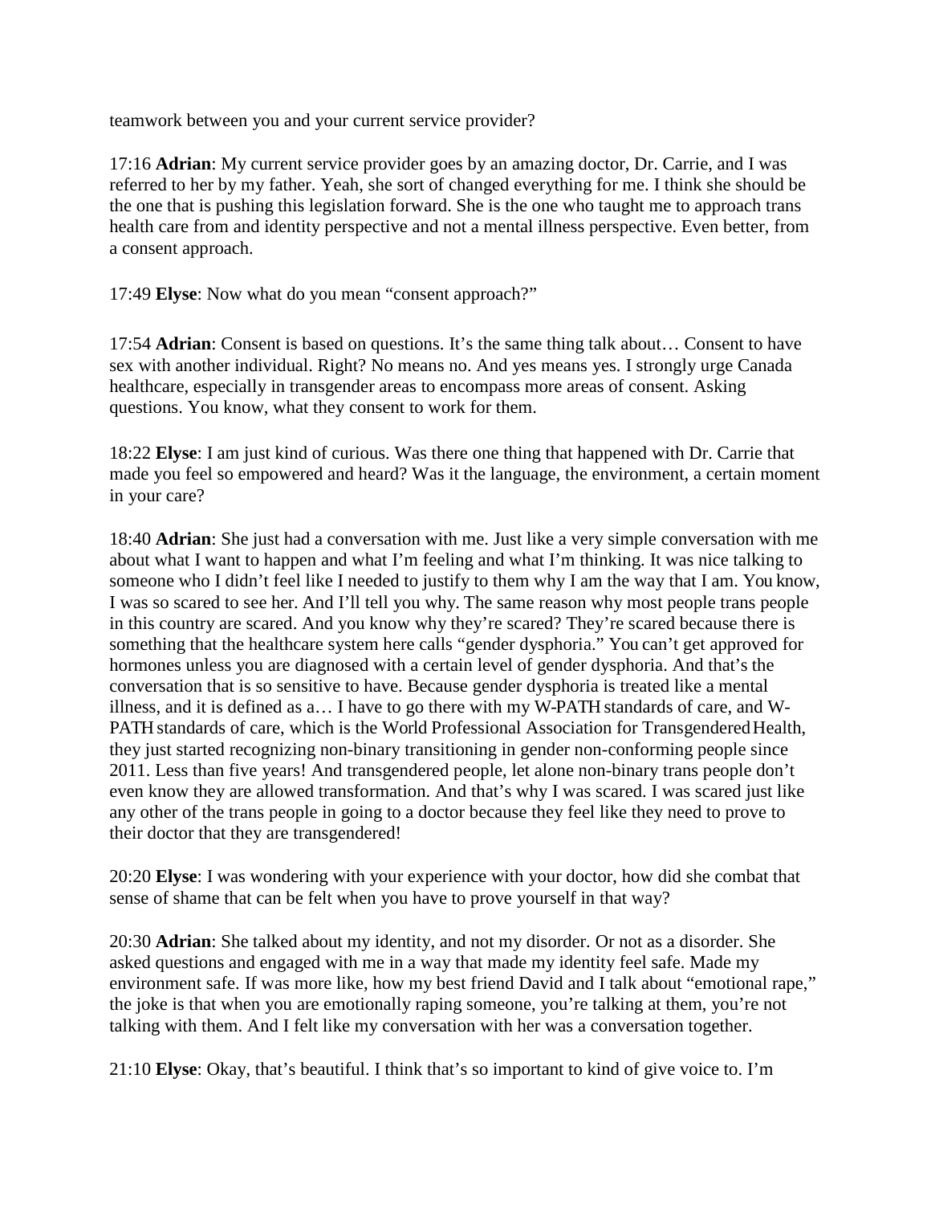teamwork between you and your current service provider?

17:16 **Adrian**: My current service provider goes by an amazing doctor, Dr. Carrie, and I was referred to her by my father. Yeah, she sort of changed everything for me. I think she should be the one that is pushing this legislation forward. She is the one who taught me to approach trans health care from and identity perspective and not a mental illness perspective. Even better, from a consent approach.

17:49 **Elyse**: Now what do you mean "consent approach?"

17:54 **Adrian**: Consent is based on questions. It's the same thing talk about… Consent to have sex with another individual. Right? No means no. And yes means yes. I strongly urge Canada healthcare, especially in transgender areas to encompass more areas of consent. Asking questions. You know, what they consent to work for them.

18:22 **Elyse**: I am just kind of curious. Was there one thing that happened with Dr. Carrie that made you feel so empowered and heard? Was it the language, the environment, a certain moment in your care?

18:40 **Adrian**: She just had a conversation with me. Just like a very simple conversation with me about what I want to happen and what I'm feeling and what I'm thinking. It was nice talking to someone who I didn't feel like I needed to justify to them why I am the way that I am. You know, I was so scared to see her. And I'll tell you why. The same reason why most people trans people in this country are scared. And you know why they're scared? They're scared because there is something that the healthcare system here calls "gender dysphoria." You can't get approved for hormones unless you are diagnosed with a certain level of gender dysphoria. And that's the conversation that is so sensitive to have. Because gender dysphoria is treated like a mental illness, and it is defined as a… I have to go there with my W-PATH standards of care, and W-PATH standards of care, which is the World Professional Association for Transgendered Health, they just started recognizing non-binary transitioning in gender non-conforming people since 2011. Less than five years! And transgendered people, let alone non-binary trans people don't even know they are allowed transformation. And that's why I was scared. I was scared just like any other of the trans people in going to a doctor because they feel like they need to prove to their doctor that they are transgendered!

20:20 **Elyse**: I was wondering with your experience with your doctor, how did she combat that sense of shame that can be felt when you have to prove yourself in that way?

20:30 **Adrian**: She talked about my identity, and not my disorder. Or not as a disorder. She asked questions and engaged with me in a way that made my identity feel safe. Made my environment safe. If was more like, how my best friend David and I talk about "emotional rape," the joke is that when you are emotionally raping someone, you're talking at them, you're not talking with them. And I felt like my conversation with her was a conversation together.

21:10 **Elyse**: Okay, that's beautiful. I think that's so important to kind of give voice to. I'm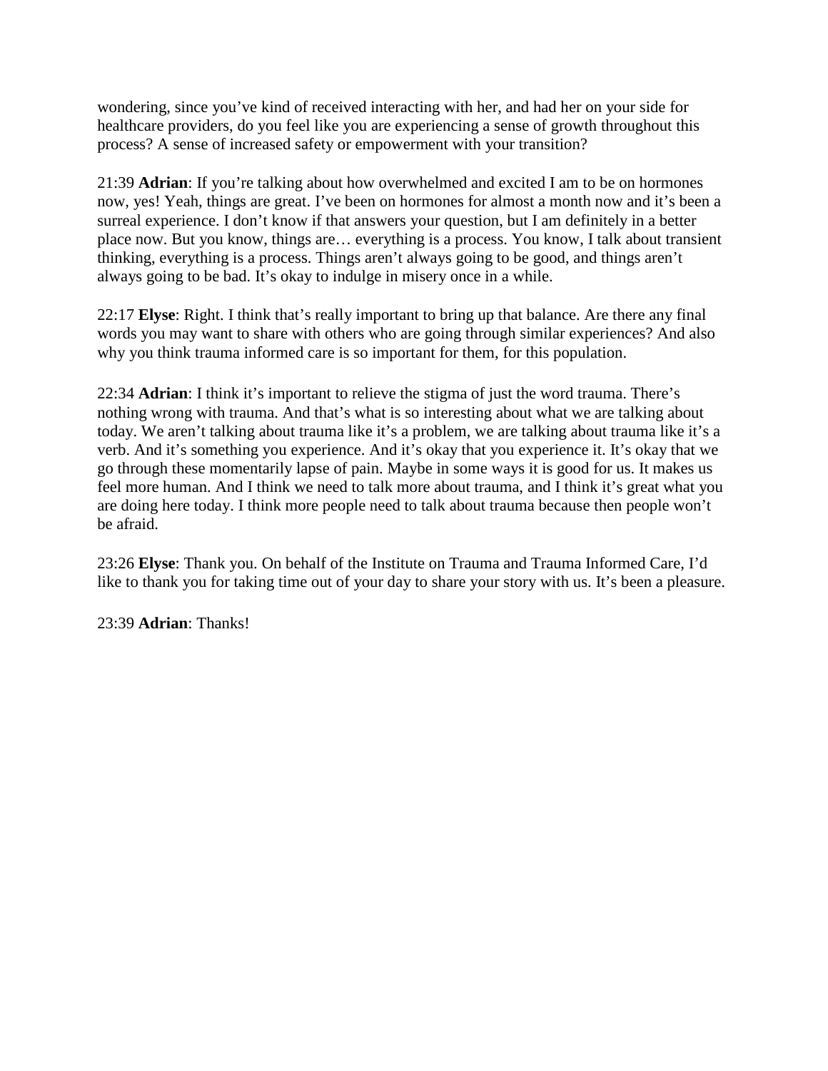wondering, since you've kind of received interacting with her, and had her on your side for healthcare providers, do you feel like you are experiencing a sense of growth throughout this process? A sense of increased safety or empowerment with your transition?

21:39 **Adrian**: If you're talking about how overwhelmed and excited I am to be on hormones now, yes! Yeah, things are great. I've been on hormones for almost a month now and it's been a surreal experience. I don't know if that answers your question, but I am definitely in a better place now. But you know, things are… everything is a process. You know, I talk about transient thinking, everything is a process. Things aren't always going to be good, and things aren't always going to be bad. It's okay to indulge in misery once in a while.

22:17 **Elyse**: Right. I think that's really important to bring up that balance. Are there any final words you may want to share with others who are going through similar experiences? And also why you think trauma informed care is so important for them, for this population.

22:34 **Adrian**: I think it's important to relieve the stigma of just the word trauma. There's nothing wrong with trauma. And that's what is so interesting about what we are talking about today. We aren't talking about trauma like it's a problem, we are talking about trauma like it's a verb. And it's something you experience. And it's okay that you experience it. It's okay that we go through these momentarily lapse of pain. Maybe in some ways it is good for us. It makes us feel more human. And I think we need to talk more about trauma, and I think it's great what you are doing here today. I think more people need to talk about trauma because then people won't be afraid.

23:26 **Elyse**: Thank you. On behalf of the Institute on Trauma and Trauma Informed Care, I'd like to thank you for taking time out of your day to share your story with us. It's been a pleasure.

23:39 **Adrian**: Thanks!